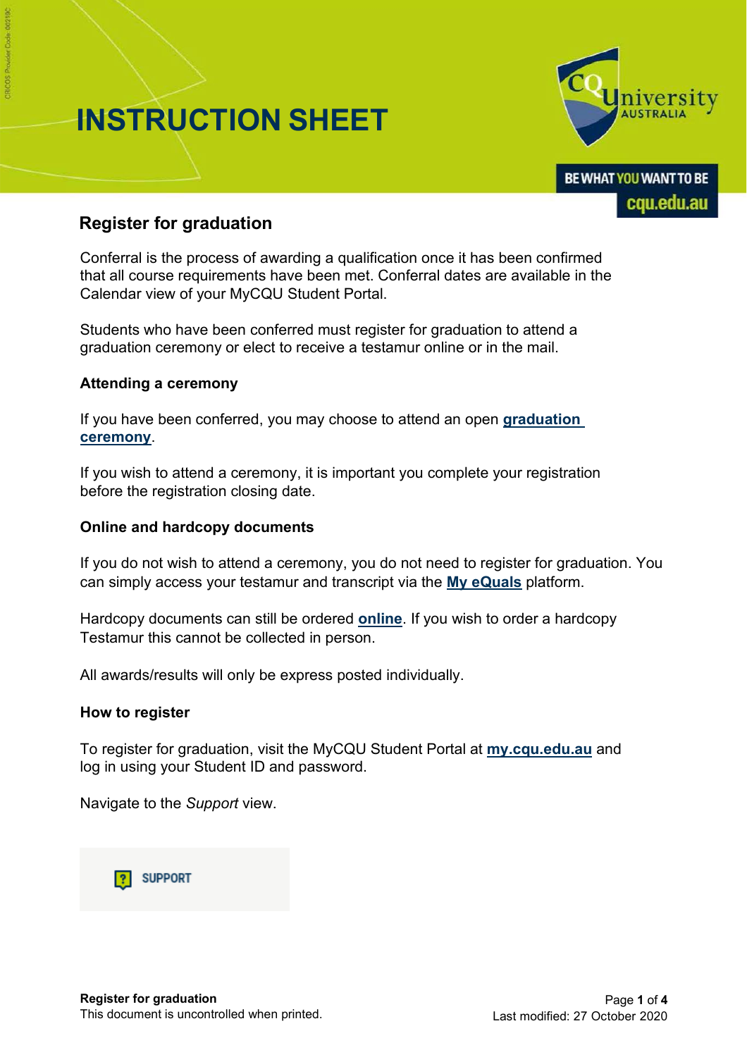# INSTRUCTION SHEET

## Register for graduation

Conferral is the process of awarding a qualification once it has been confirmed that all course requirements have been met. Conferral dates are available in the Calendar view of your MyCQU Student Portal.

Students who have been conferred must register for graduation to attend a graduation ceremony or elect to receive a testamur online or in the mail.

### Attending a ceremony

If you have been conferred, you may choose to attend an open **graduation ceremony**.

If you wish to attend a ceremony, it is important you complete your registration before the registration closing date.

### Online and hardcopy documents

If you do not wish to attend a ceremony, you do not need to register for graduation. You can simply access your testamur and transcript via the **My eQuals** platform.

Hardcopy documents can still be ordered **online**. If you wish to order a hardcopy Testamur this cannot be collected in person.

All awards/results will only be express posted individually.

### How to register

To register for graduation, visit the MyCQU Student Portal at **my.cqu.edu.au** and log in using your Student ID and password.

Navigate to the *Support* view.

SUPPORT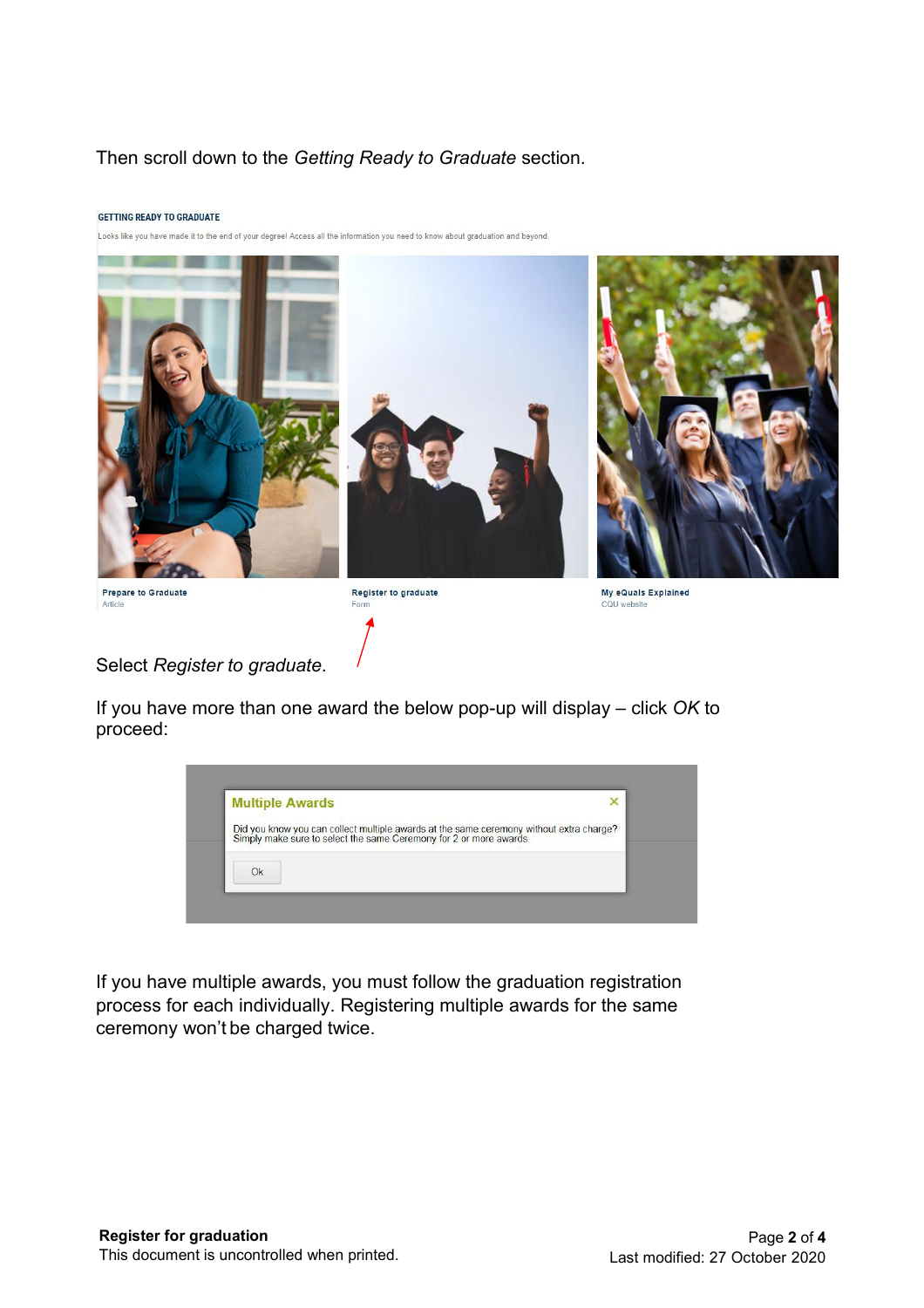Then scroll down to the *Getting Ready to Graduate* section.

GETTING READY TO GRADUATE

Looks like you have made it to the end of your degree! Access all the information you need to know about graduation and beyond.

Prepare to Graduate
Article

Register to graduate
Form

My eQuals Explained
CQU website

Select *Register to graduate*.

If you have more than one award the below pop-up will display – click *OK* to proceed:

**Multiple Awards**

Did you know you can collect multiple awards at the same ceremony without extra charge? Simply make sure to select the same Ceremony for 2 or more awards.

Ok

If you have multiple awards, you must follow the graduation registration process for each individually. Registering multiple awards for the same ceremony won't be charged twice.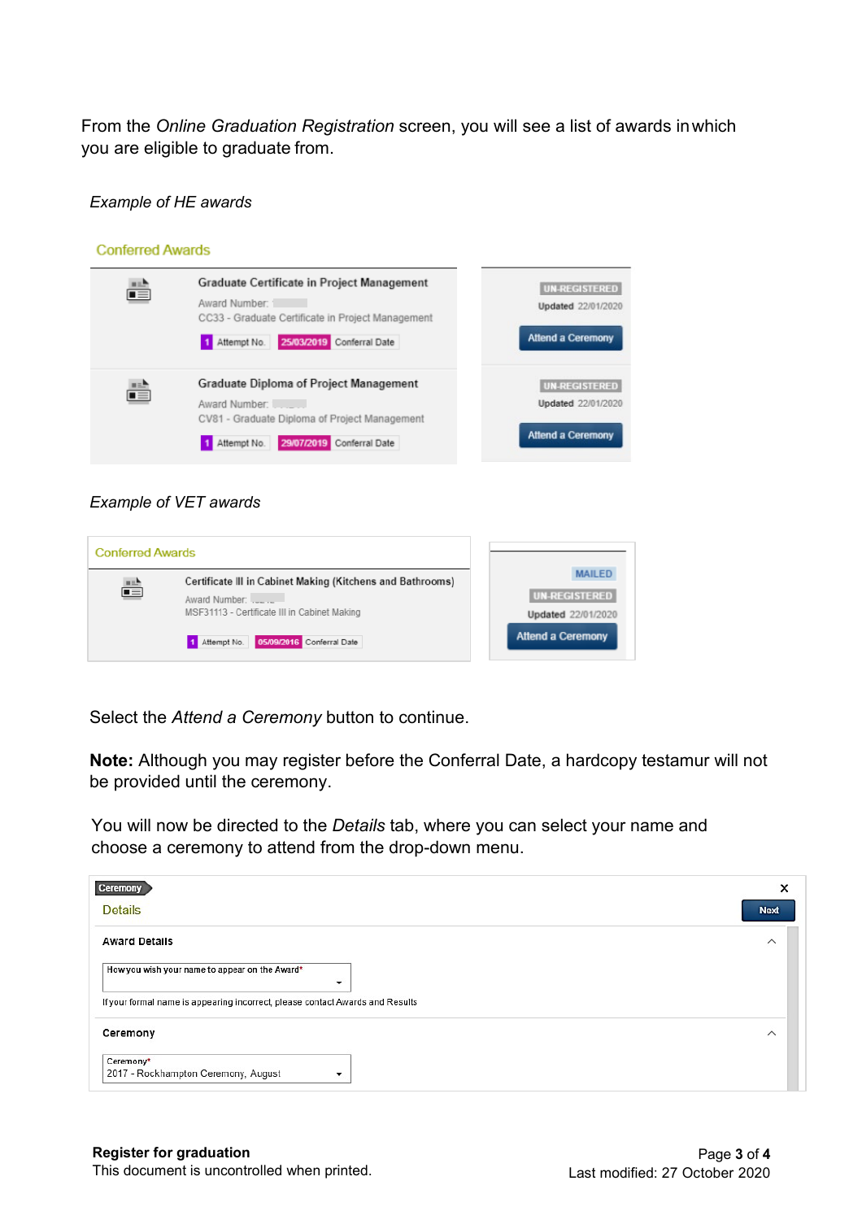From the *Online Graduation Registration* screen, you will see a list of awards in which you are eligible to graduate from.

*Example of HE awards*

Conferred Awards

Graduate Certificate in Project Management

Award Number:

CC33 - Graduate Certificate in Project Management

1 Attempt No. 25/03/2019 Conferral Date

UN-REGISTERED

Updated 22/01/2020

Attend a Ceremony

Graduate Diploma of Project Management

Award Number:

CV81 - Graduate Diploma of Project Management

1 Attempt No. 29/07/2019 Conferral Date

UN-REGISTERED

Updated 22/01/2020

Attend a Ceremony

*Example of VET awards*

Conferred Awards

Certificate III in Cabinet Making (Kitchens and Bathrooms)

Award Number:

MSF31113 - Certificate III in Cabinet Making

1 Attempt No. 05/09/2016 Conferral Date

MAILED

UN-REGISTERED

Updated 22/01/2020

Attend a Ceremony

Select the *Attend a Ceremony* button to continue.

**Note:** Although you may register before the Conferral Date, a hardcopy testamur will not be provided until the ceremony.

You will now be directed to the *Details* tab, where you can select your name and choose a ceremony to attend from the drop-down menu.

Ceremony

Details

Next

Award Details

How you wish your name to appear on the Award*

If your formal name is appearing incorrect, please contact Awards and Results

Ceremony

Ceremony*

2017 - Rockhampton Ceremony, August

**Register for graduation**

This document is uncontrolled when printed.

Last modified: 27 October 2020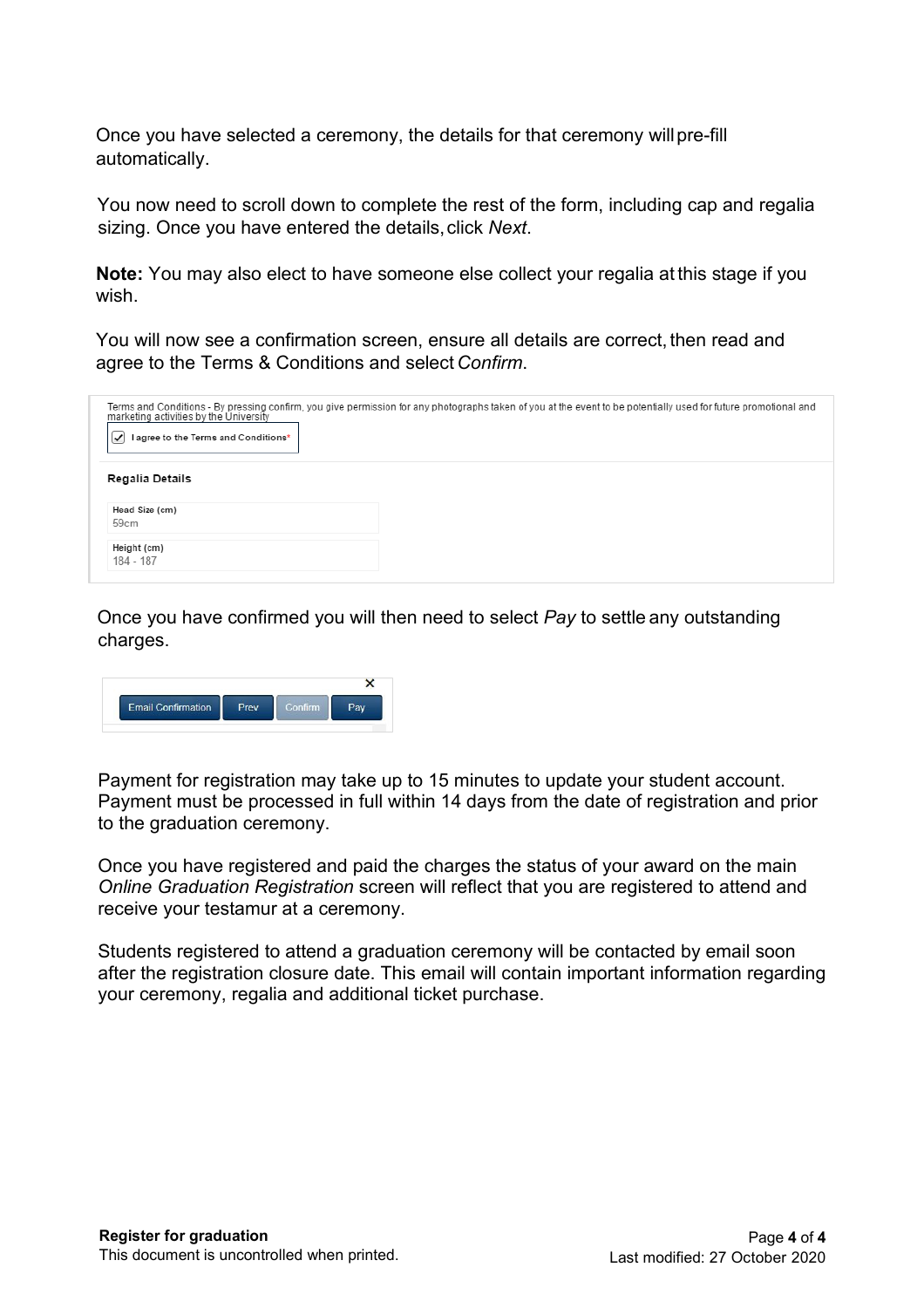Once you have selected a ceremony, the details for that ceremony will pre-fill automatically.

You now need to scroll down to complete the rest of the form, including cap and regalia sizing. Once you have entered the details, click *Next*.

**Note:** You may also elect to have someone else collect your regalia at this stage if you wish.

You will now see a confirmation screen, ensure all details are correct, then read and agree to the Terms & Conditions and select *Confirm*.

Terms and Conditions - By pressing confirm, you give permission for any photographs taken of you at the event to be potentially used for future promotional and marketing activities by the University

I agree to the Terms and Conditions*

Regalia Details

Head Size (cm)
59cm

Height (cm)
184 - 187

Once you have confirmed you will then need to select *Pay* to settle any outstanding charges.

Email Confirmation | Prev | Confirm | Pay

Payment for registration may take up to 15 minutes to update your student account. Payment must be processed in full within 14 days from the date of registration and prior to the graduation ceremony.

Once you have registered and paid the charges the status of your award on the main *Online Graduation Registration* screen will reflect that you are registered to attend and receive your testamur at a ceremony.

Students registered to attend a graduation ceremony will be contacted by email soon after the registration closure date. This email will contain important information regarding your ceremony, regalia and additional ticket purchase.